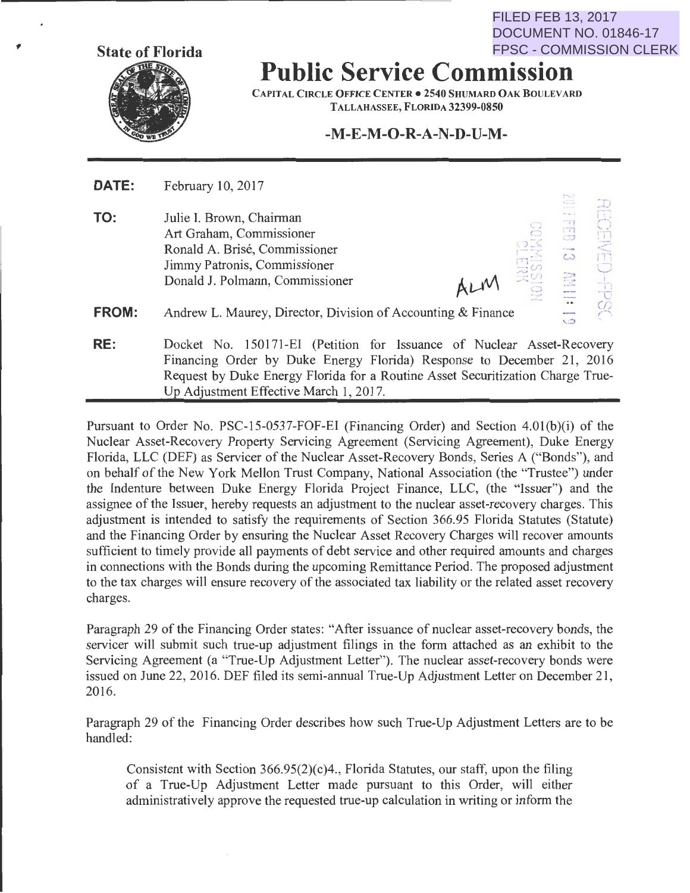FILED FEB 13, 2017
DOCUMENT NO. 01846-17
FPSC - COMMISSION CLERK

State of Florida

# Public Service Commission

CAPITAL CIRCLE OFFICE CENTER • 2540 SHUMARD OAK BOULEVARD
TALLAHASSEE, FLORIDA 32399-0850

## -M-E-M-O-R-A-N-D-U-M-

**DATE:** February 10, 2017

**TO:** Julie I. Brown, Chairman
Art Graham, Commissioner
Ronald A. Brisé, Commissioner
Jimmy Patronis, Commissioner
Donald J. Polmann, Commissioner

**FROM:** Andrew L. Maurey, Director, Division of Accounting & Finance

**RE:** Docket No. 150171-EI (Petition for Issuance of Nuclear Asset-Recovery Financing Order by Duke Energy Florida) Response to December 21, 2016 Request by Duke Energy Florida for a Routine Asset Securitization Charge True-Up Adjustment Effective March 1, 2017.

Pursuant to Order No. PSC-15-0537-FOF-EI (Financing Order) and Section 4.01(b)(i) of the Nuclear Asset-Recovery Property Servicing Agreement (Servicing Agreement), Duke Energy Florida, LLC (DEF) as Servicer of the Nuclear Asset-Recovery Bonds, Series A ("Bonds"), and on behalf of the New York Mellon Trust Company, National Association (the "Trustee") under the Indenture between Duke Energy Florida Project Finance, LLC, (the "Issuer") and the assignee of the Issuer, hereby requests an adjustment to the nuclear asset-recovery charges. This adjustment is intended to satisfy the requirements of Section 366.95 Florida Statutes (Statute) and the Financing Order by ensuring the Nuclear Asset Recovery Charges will recover amounts sufficient to timely provide all payments of debt service and other required amounts and charges in connections with the Bonds during the upcoming Remittance Period. The proposed adjustment to the tax charges will ensure recovery of the associated tax liability or the related asset recovery charges.

Paragraph 29 of the Financing Order states: "After issuance of nuclear asset-recovery bonds, the servicer will submit such true-up adjustment filings in the form attached as an exhibit to the Servicing Agreement (a "True-Up Adjustment Letter"). The nuclear asset-recovery bonds were issued on June 22, 2016. DEF filed its semi-annual True-Up Adjustment Letter on December 21, 2016.

Paragraph 29 of the Financing Order describes how such True-Up Adjustment Letters are to be handled:

> Consistent with Section 366.95(2)(c)4., Florida Statutes, our staff, upon the filing of a True-Up Adjustment Letter made pursuant to this Order, will either administratively approve the requested true-up calculation in writing or inform the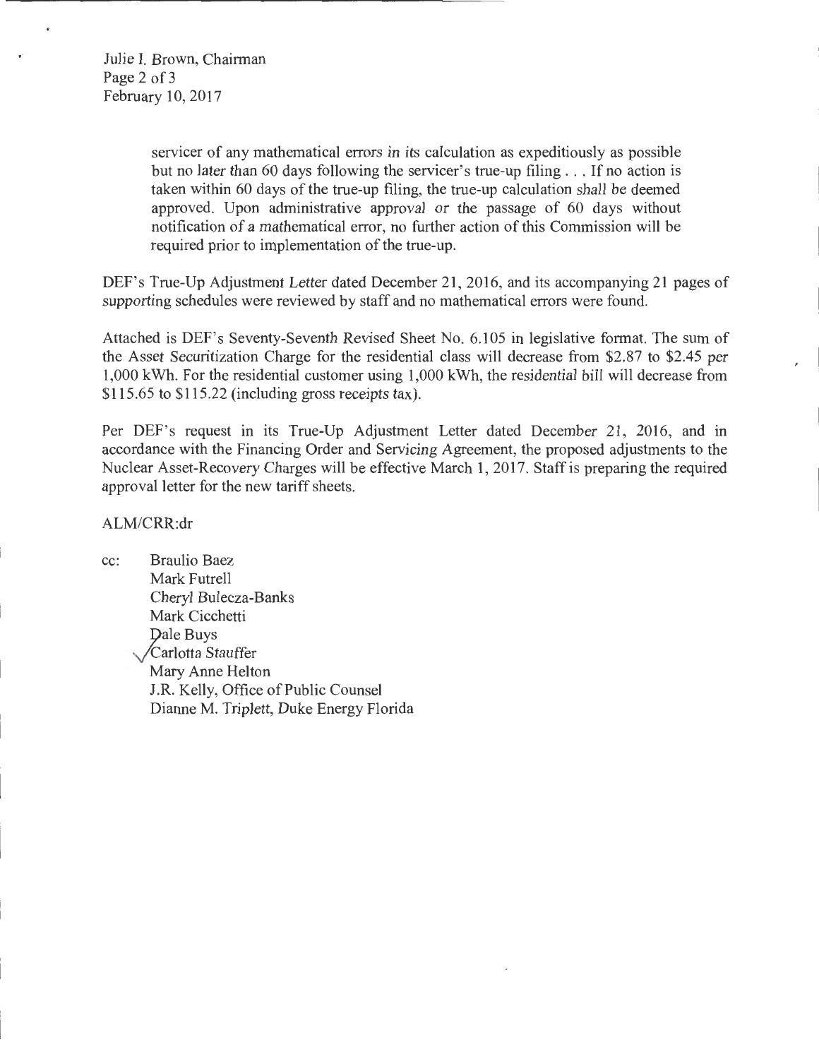servicer of any mathematical errors in its calculation as expeditiously as possible but no later than 60 days following the servicer's true-up filing . . . If no action is taken within 60 days of the true-up filing, the true-up calculation shall be deemed approved. Upon administrative approval or the passage of 60 days without notification of a mathematical error, no further action of this Commission will be required prior to implementation of the true-up.

DEF's True-Up Adjustment Letter dated December 21, 2016, and its accompanying 21 pages of supporting schedules were reviewed by staff and no mathematical errors were found.

Attached is DEF's Seventy-Seventh Revised Sheet No. 6.105 in legislative format. The sum of the Asset Securitization Charge for the residential class will decrease from \$2.87 to \$2.45 per 1,000 kWh. For the residential customer using 1,000 kWh, the residential bill will decrease from \$115.65 to \$115.22 (including gross receipts tax).

Per DEF's request in its True-Up Adjustment Letter dated December 21, 2016, and in accordance with the Financing Order and Servicing Agreement, the proposed adjustments to the Nuclear Asset-Recovery Charges will be effective March 1, 2017. Staff is preparing the required approval letter for the new tariff sheets.

ALM/CRR:dr

cc: Braulio Baez
Mark Futrell
Cheryl Bulecza-Banks
Mark Cicchetti
Dale Buys
Carlotta Stauffer
Mary Anne Helton
J.R. Kelly, Office of Public Counsel
Dianne M. Triplett, Duke Energy Florida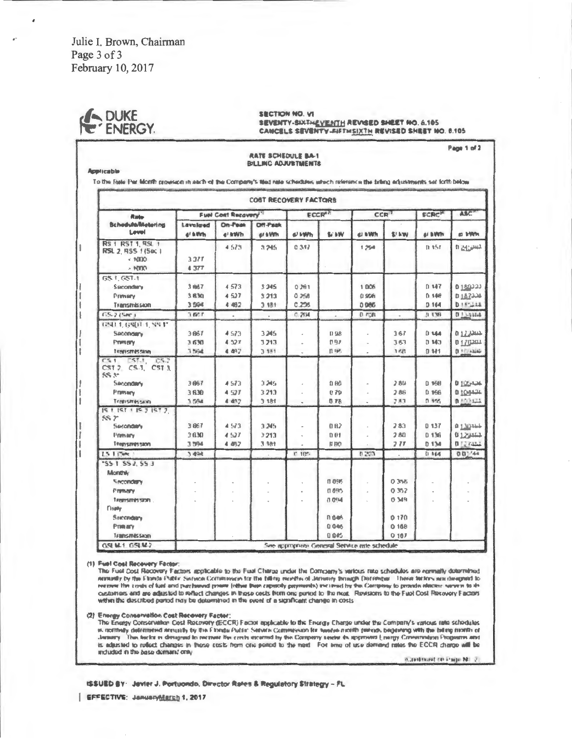Julie I. Brown, Chairman
Page 3 of 3
February 10, 2017

DUKE ENERGY.

SECTION NO. VI
SEVENTY-SIXTHSEVENTH REVISED SHEET NO. 6.105
CANCELS SEVENTY-FIFTHSIXTH REVISED SHEET NO. 6.105

Page 1 of 2

## RATE SCHEDULE BA-1
## BILLING ADJUSTMENTS

**Applicable**

To the Rate Per Month provision in each of the Company's filed rate schedules which reference the billing adjustments set forth below.

**COST RECOVERY FACTORS**

| Rate Schedule/Metering Level | Fuel Cost Recovery[1] | | | ECCR[2] | | CCR[3] | | ECRC[4] | ASC[5] |
|---|---|---|---|---|---|---|---|---|---|
| | Levelized ¢/kWh | On-Peak ¢/kWh | Off-Peak ¢/kWh | ¢/kWh | $/kW | ¢/kWh | $/kW | ¢/kWh | ¢/kWh |
| RS-1, RST-1, RSL-1, RSL-2, RSS-1 (Sec.) | | 4.573 | 3.245 | 0.317 | | 1.254 | | 0.151 | 0.241243 |
| < 1000 | 3.377 | | | | | | | | |
| > 1000 | 4.377 | | | | | | | | |
| GS-1, GST-1 | | | | | | | | | |
| Secondary | 3.867 | 4.573 | 3.245 | 0.281 | | 1.006 | | 0.147 | 0.180223 |
| Primary | 3.830 | 4.527 | 3.213 | 0.258 | | 0.996 | | 0.146 | 0.187224 |
| Transmission | 3.594 | 4.482 | 3.181 | 0.256 | | 0.986 | | 0.144 | 0.187214 |
| GS-2 (Sec.) | 3.867 | - | - | 0.204 | - | 0.708 | - | 0.139 | 0.133114 |
| GSD-1, GSDT-1, SS-1* | | | | | | | | | |
| Secondary | 3.867 | 4.573 | 3.245 | - | 0.98 | - | 3.67 | 0.144 | 0.172203 |
| Primary | 3.830 | 4.527 | 3.213 | - | 0.97 | - | 3.63 | 0.143 | 0.170201 |
| Transmission | 3.594 | 4.482 | 3.181 | - | 0.96 | - | 3.60 | 0.141 | 0.169199 |
| CS-1, CST-1, CS-2, CST-2, CS-3, CST-3, SS-3* | | | | | | | | | |
| Secondary | 3.867 | 4.573 | 3.245 | - | 0.80 | - | 2.89 | 0.958 | 0.105436 |
| Primary | 3.830 | 4.527 | 3.213 | - | 0.79 | - | 2.86 | 0.956 | 0.104434 |
| Transmission | 3.594 | 4.482 | 3.181 | - | 0.78 | - | 2.83 | 0.955 | 0.103433 |
| IS-1, IST-1, IS-2, IST-2, SS-2* | | | | | | | | | |
| Secondary | 3.867 | 4.573 | 3.245 | - | 0.82 | - | 2.83 | 0.137 | 0.130164 |
| Primary | 3.830 | 4.527 | 3.213 | - | 0.81 | - | 2.80 | 0.136 | 0.129163 |
| Transmission | 3.594 | 4.482 | 3.181 | - | 0.80 | - | 2.77 | 0.134 | 0.127162 |
| LS-1 (Sec.) | 3.494 | | | 0.105 | | 0.203 | - | 0.144 | 0.02144 |
| *SS-1, SS-2, SS-3 | | | | | | | | | |
| Monthly | | | | | | | | | |
| Secondary | - | - | - | - | 0.095 | - | 0.356 | - | - |
| Primary | - | - | - | - | 0.095 | - | 0.352 | - | - |
| Transmission | - | - | - | - | 0.094 | - | 0.349 | - | - |
| Daily | | | | | | | | | |
| Secondary | | | | | 0.046 | | 0.170 | | |
| Primary | | | | | 0.046 | | 0.168 | | |
| Transmission | | | | | 0.045 | | 0.167 | | |
| GSLM-1, GSLM-2 | See appropriate General Service rate schedule | | | | | | | | |

**(1) Fuel Cost Recovery Factor:**
The Fuel Cost Recovery Factors applicable to the Fuel Charge under the Company's various rate schedules are normally determined annually by the Florida Public Service Commission for the billing months of January through December. These factors are designed to recover the costs of fuel and purchased power (other than capacity payments) incurred by the Company to provide electric service to its customers and are adjusted to reflect changes in those costs from one period to the next. Revisions to the Fuel Cost Recovery Factors within the described period may be determined in the event of a significant change in costs.

**(2) Energy Conservation Cost Recovery Factor:**
The Energy Conservation Cost Recovery (ECCR) Factor applicable to the Energy Charge under the Company's various rate schedules is normally determined annually by the Florida Public Service Commission for twelve-month periods beginning with the billing month of January. This factor is designed to recover the costs incurred by the Company under its approved Energy Conservation Programs and is adjusted to reflect changes in those costs from one period to the next. For time of use demand rates the ECCR charge will be included in the base demand only.

(Continued on Page No. 2)

ISSUED BY: Javier J. Portuondo, Director Rates & Regulatory Strategy – FL

EFFECTIVE: JanuaryMarch 1, 2017